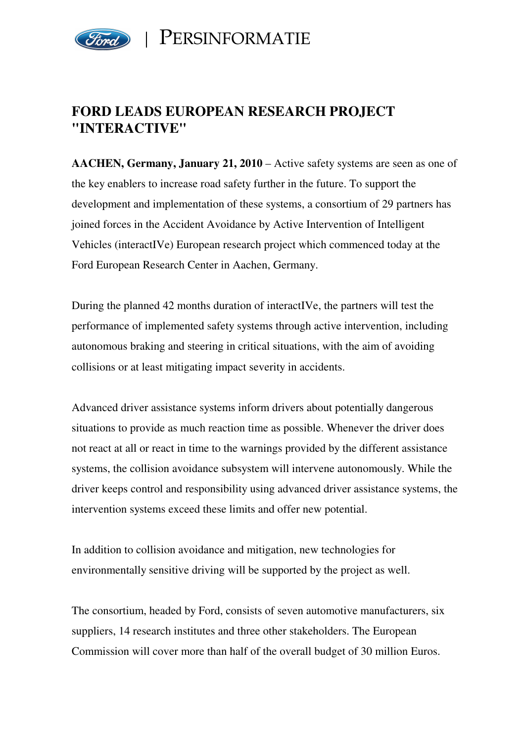# FORD LEADS EUROPEAN RESEARCH PROJECT "INTERACTIVE"

**AACHEN, Germany, January 21, 2010** – Active safety systems are seen as one of the key enablers to increase road safety further in the future. To support the development and implementation of these systems, a consortium of 29 partners has joined forces in the Accident Avoidance by Active Intervention of Intelligent Vehicles (interactIVe) European research project which commenced today at the Ford European Research Center in Aachen, Germany.

During the planned 42 months duration of interactIVe, the partners will test the performance of implemented safety systems through active intervention, including autonomous braking and steering in critical situations, with the aim of avoiding collisions or at least mitigating impact severity in accidents.

Advanced driver assistance systems inform drivers about potentially dangerous situations to provide as much reaction time as possible. Whenever the driver does not react at all or react in time to the warnings provided by the different assistance systems, the collision avoidance subsystem will intervene autonomously. While the driver keeps control and responsibility using advanced driver assistance systems, the intervention systems exceed these limits and offer new potential.

In addition to collision avoidance and mitigation, new technologies for environmentally sensitive driving will be supported by the project as well.

The consortium, headed by Ford, consists of seven automotive manufacturers, six suppliers, 14 research institutes and three other stakeholders. The European Commission will cover more than half of the overall budget of 30 million Euros.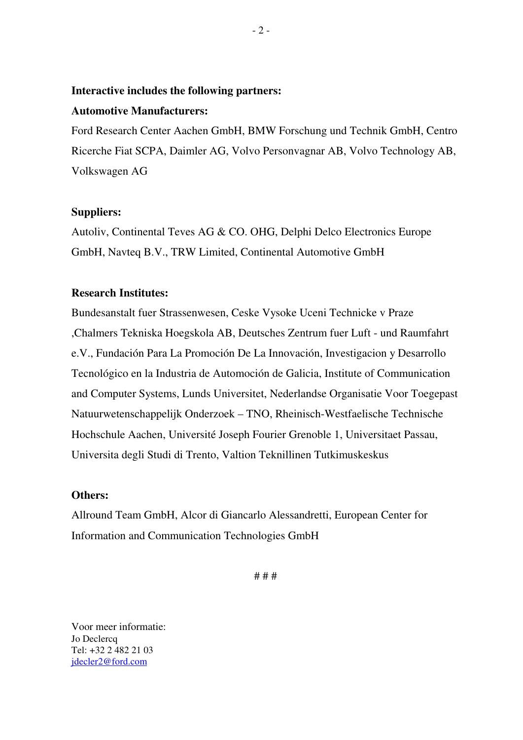**Interactive includes the following partners:**

**Automotive Manufacturers:**

Ford Research Center Aachen GmbH, BMW Forschung und Technik GmbH, Centro Ricerche Fiat SCPA, Daimler AG, Volvo Personvagnar AB, Volvo Technology AB, Volkswagen AG

**Suppliers:**

Autoliv, Continental Teves AG & CO. OHG, Delphi Delco Electronics Europe GmbH, Navteq B.V., TRW Limited, Continental Automotive GmbH

**Research Institutes:**

Bundesanstalt fuer Strassenwesen, Ceske Vysoke Uceni Technicke v Praze ,Chalmers Tekniska Hoegskola AB, Deutsches Zentrum fuer Luft - und Raumfahrt e.V., Fundación Para La Promoción De La Innovación, Investigacion y Desarrollo Tecnológico en la Industria de Automoción de Galicia, Institute of Communication and Computer Systems, Lunds Universitet, Nederlandse Organisatie Voor Toegepast Natuurwetenschappelijk Onderzoek – TNO, Rheinisch-Westfaelische Technische Hochschule Aachen, Université Joseph Fourier Grenoble 1, Universitaet Passau, Universita degli Studi di Trento, Valtion Teknillinen Tutkimuskeskus

**Others:**

Allround Team GmbH, Alcor di Giancarlo Alessandretti, European Center for Information and Communication Technologies GmbH

# # #

Voor meer informatie:
Jo Declercq
Tel: +32 2 482 21 03
jdecler2@ford.com